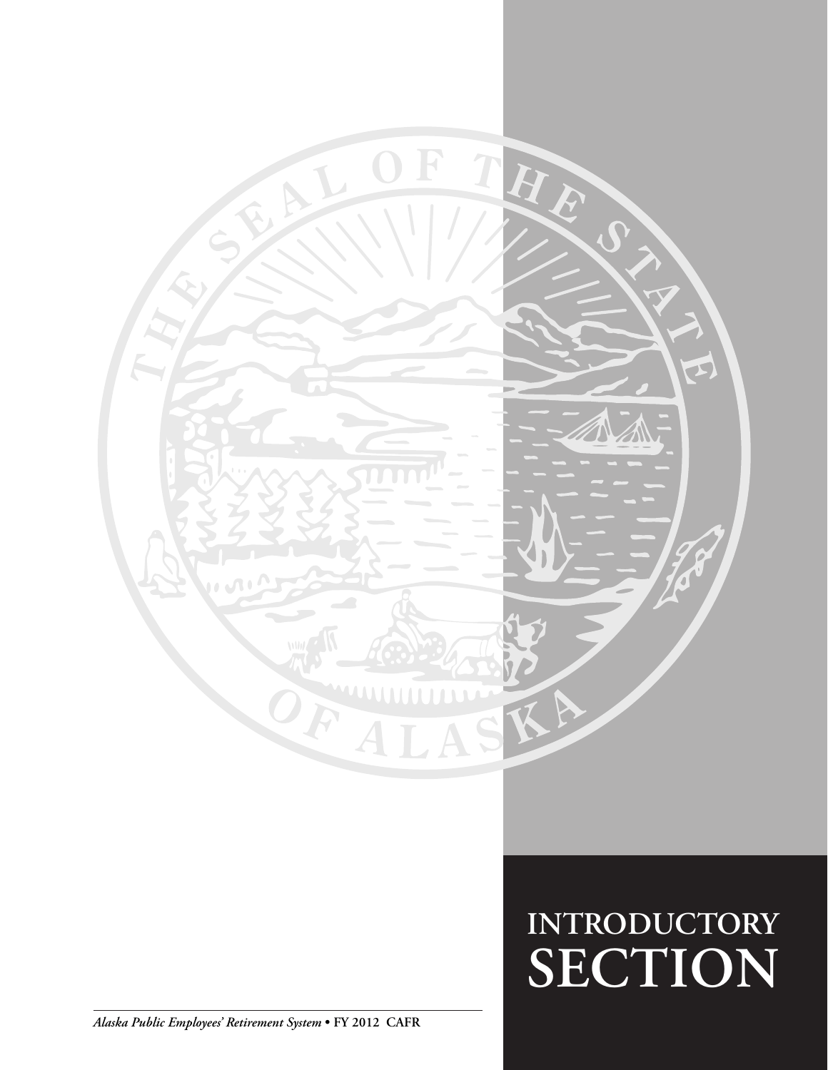# INTRODUCTORY SECTION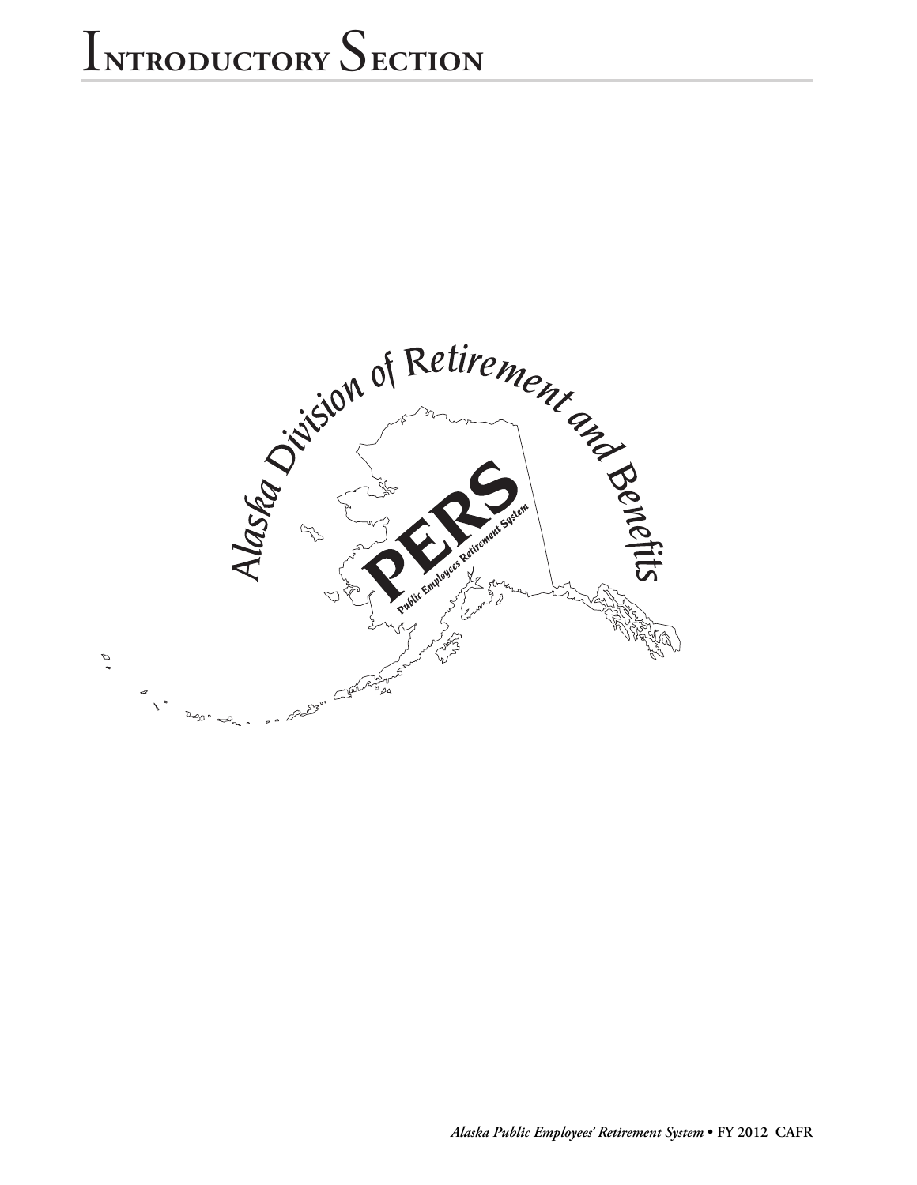# Introductory Section

Alaska Division of Retirement and Benefits

PERS

Public Employees Retirement System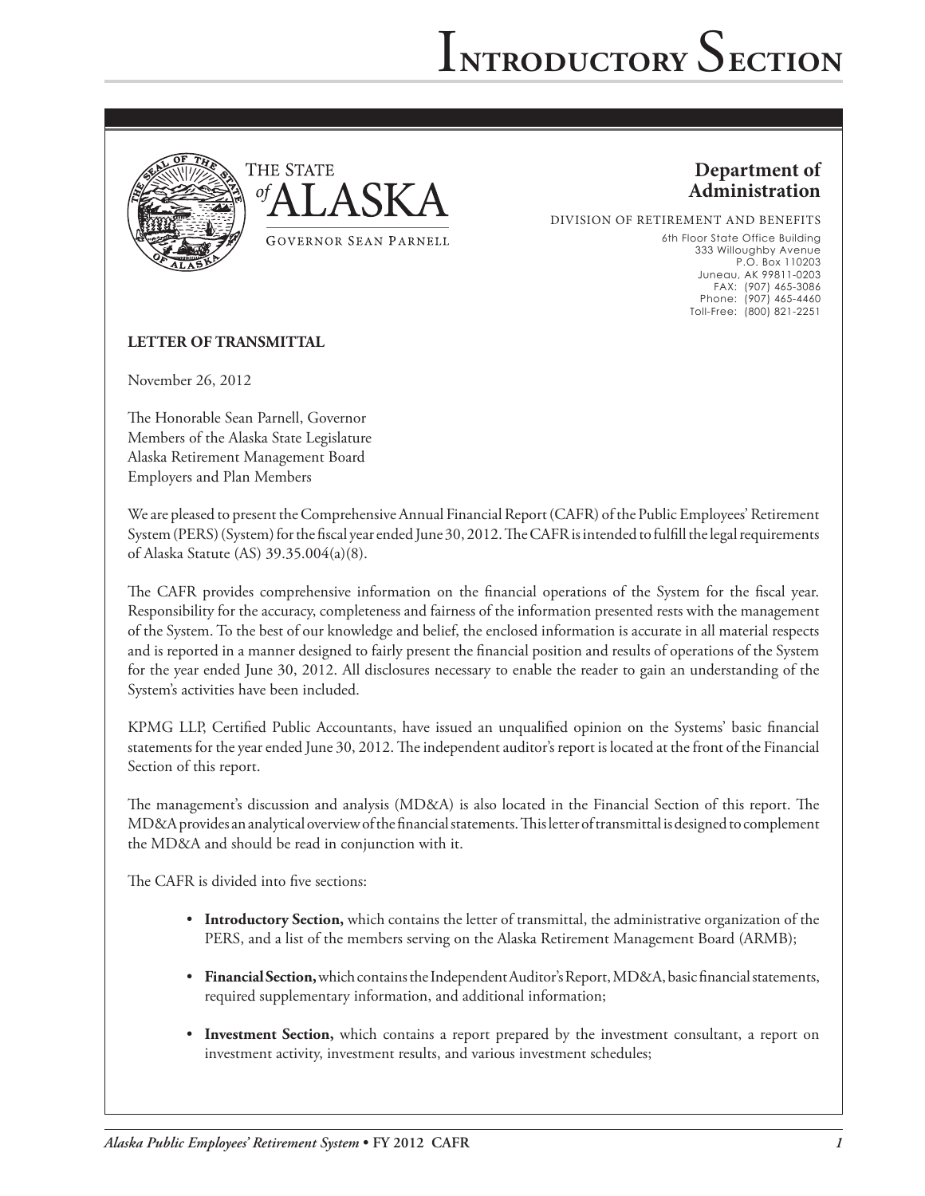# Introductory Section

THE STATE of ALASKA

GOVERNOR SEAN PARNELL

**Department of Administration**

DIVISION OF RETIREMENT AND BENEFITS

6th Floor State Office Building
333 Willoughby Avenue
P.O. Box 110203
Juneau, AK 99811-0203
FAX: (907) 465-3086
Phone: (907) 465-4460
Toll-Free: (800) 821-2251

**LETTER OF TRANSMITTAL**

November 26, 2012

The Honorable Sean Parnell, Governor
Members of the Alaska State Legislature
Alaska Retirement Management Board
Employers and Plan Members

We are pleased to present the Comprehensive Annual Financial Report (CAFR) of the Public Employees' Retirement System (PERS) (System) for the fiscal year ended June 30, 2012. The CAFR is intended to fulfill the legal requirements of Alaska Statute (AS) 39.35.004(a)(8).

The CAFR provides comprehensive information on the financial operations of the System for the fiscal year. Responsibility for the accuracy, completeness and fairness of the information presented rests with the management of the System. To the best of our knowledge and belief, the enclosed information is accurate in all material respects and is reported in a manner designed to fairly present the financial position and results of operations of the System for the year ended June 30, 2012. All disclosures necessary to enable the reader to gain an understanding of the System's activities have been included.

KPMG LLP, Certified Public Accountants, have issued an unqualified opinion on the Systems' basic financial statements for the year ended June 30, 2012. The independent auditor's report is located at the front of the Financial Section of this report.

The management's discussion and analysis (MD&A) is also located in the Financial Section of this report. The MD&A provides an analytical overview of the financial statements. This letter of transmittal is designed to complement the MD&A and should be read in conjunction with it.

The CAFR is divided into five sections:

- **Introductory Section,** which contains the letter of transmittal, the administrative organization of the PERS, and a list of the members serving on the Alaska Retirement Management Board (ARMB);
- **Financial Section,** which contains the Independent Auditor's Report, MD&A, basic financial statements, required supplementary information, and additional information;
- **Investment Section,** which contains a report prepared by the investment consultant, a report on investment activity, investment results, and various investment schedules;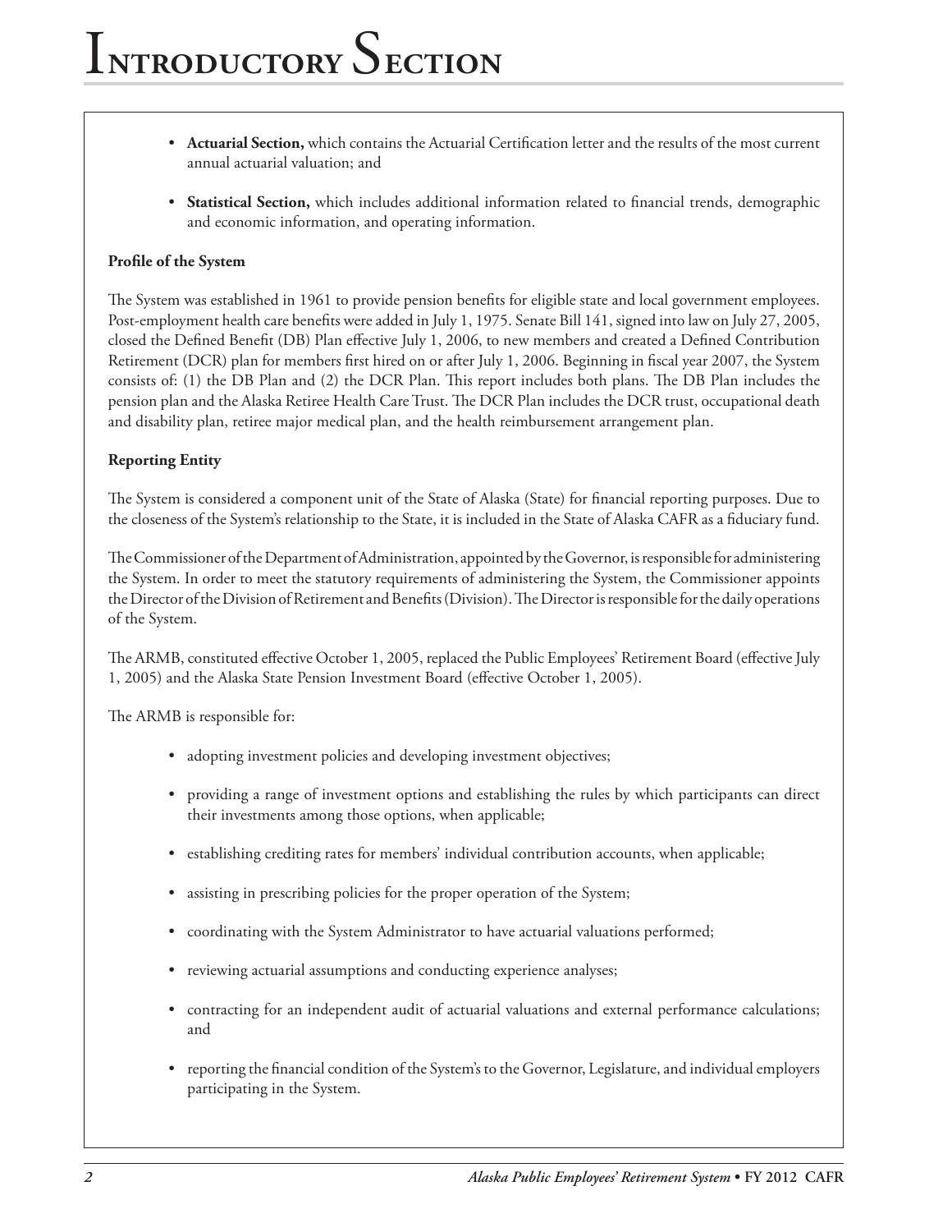- **Actuarial Section,** which contains the Actuarial Certification letter and the results of the most current annual actuarial valuation; and

- **Statistical Section,** which includes additional information related to financial trends, demographic and economic information, and operating information.

**Profile of the System**

The System was established in 1961 to provide pension benefits for eligible state and local government employees. Post-employment health care benefits were added in July 1, 1975. Senate Bill 141, signed into law on July 27, 2005, closed the Defined Benefit (DB) Plan effective July 1, 2006, to new members and created a Defined Contribution Retirement (DCR) plan for members first hired on or after July 1, 2006. Beginning in fiscal year 2007, the System consists of: (1) the DB Plan and (2) the DCR Plan. This report includes both plans. The DB Plan includes the pension plan and the Alaska Retiree Health Care Trust. The DCR Plan includes the DCR trust, occupational death and disability plan, retiree major medical plan, and the health reimbursement arrangement plan.

**Reporting Entity**

The System is considered a component unit of the State of Alaska (State) for financial reporting purposes. Due to the closeness of the System's relationship to the State, it is included in the State of Alaska CAFR as a fiduciary fund.

The Commissioner of the Department of Administration, appointed by the Governor, is responsible for administering the System. In order to meet the statutory requirements of administering the System, the Commissioner appoints the Director of the Division of Retirement and Benefits (Division). The Director is responsible for the daily operations of the System.

The ARMB, constituted effective October 1, 2005, replaced the Public Employees' Retirement Board (effective July 1, 2005) and the Alaska State Pension Investment Board (effective October 1, 2005).

The ARMB is responsible for:

- adopting investment policies and developing investment objectives;

- providing a range of investment options and establishing the rules by which participants can direct their investments among those options, when applicable;

- establishing crediting rates for members' individual contribution accounts, when applicable;

- assisting in prescribing policies for the proper operation of the System;

- coordinating with the System Administrator to have actuarial valuations performed;

- reviewing actuarial assumptions and conducting experience analyses;

- contracting for an independent audit of actuarial valuations and external performance calculations; and

- reporting the financial condition of the System's to the Governor, Legislature, and individual employers participating in the System.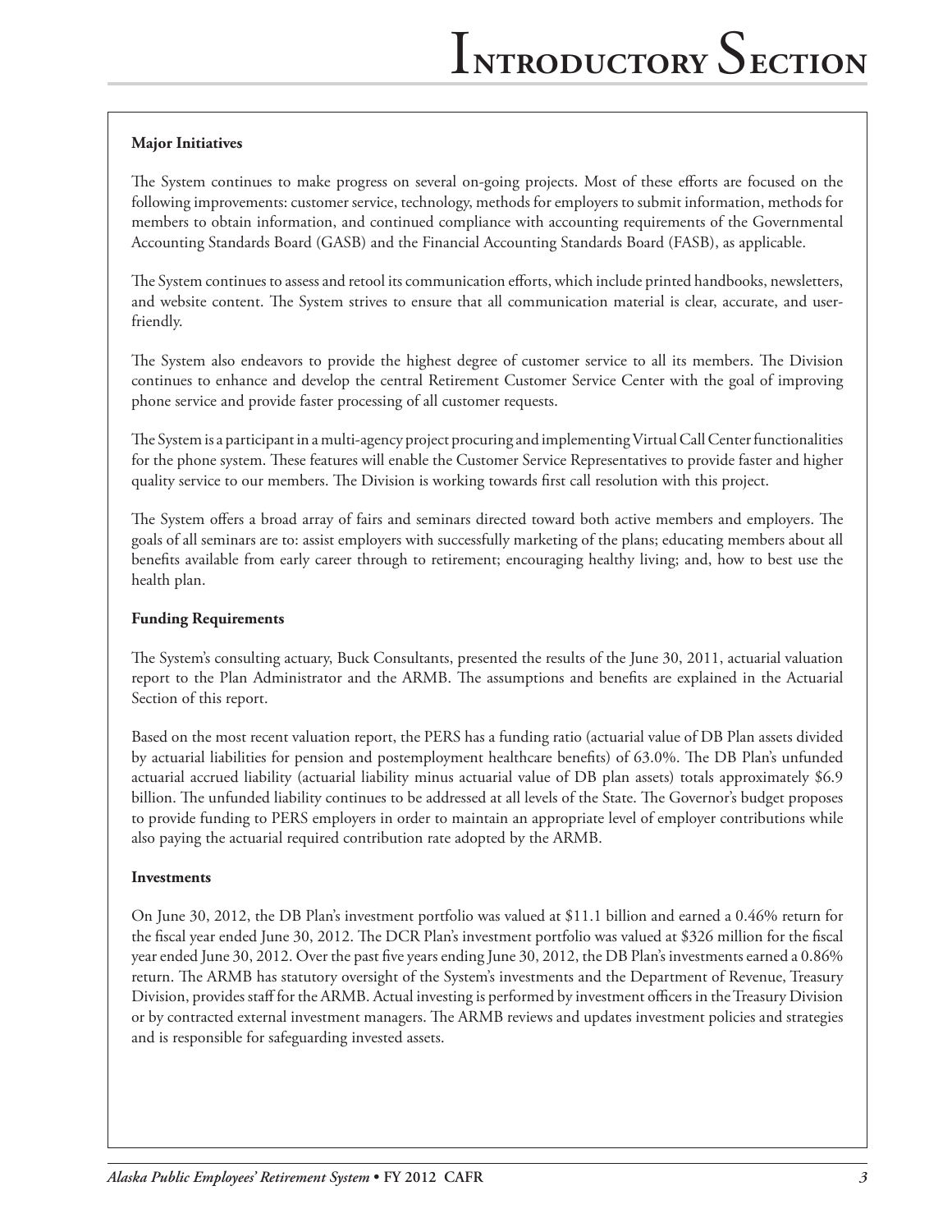**Major Initiatives**

The System continues to make progress on several on-going projects. Most of these efforts are focused on the following improvements: customer service, technology, methods for employers to submit information, methods for members to obtain information, and continued compliance with accounting requirements of the Governmental Accounting Standards Board (GASB) and the Financial Accounting Standards Board (FASB), as applicable.

The System continues to assess and retool its communication efforts, which include printed handbooks, newsletters, and website content. The System strives to ensure that all communication material is clear, accurate, and user-friendly.

The System also endeavors to provide the highest degree of customer service to all its members. The Division continues to enhance and develop the central Retirement Customer Service Center with the goal of improving phone service and provide faster processing of all customer requests.

The System is a participant in a multi-agency project procuring and implementing Virtual Call Center functionalities for the phone system. These features will enable the Customer Service Representatives to provide faster and higher quality service to our members. The Division is working towards first call resolution with this project.

The System offers a broad array of fairs and seminars directed toward both active members and employers. The goals of all seminars are to: assist employers with successfully marketing of the plans; educating members about all benefits available from early career through to retirement; encouraging healthy living; and, how to best use the health plan.

**Funding Requirements**

The System's consulting actuary, Buck Consultants, presented the results of the June 30, 2011, actuarial valuation report to the Plan Administrator and the ARMB. The assumptions and benefits are explained in the Actuarial Section of this report.

Based on the most recent valuation report, the PERS has a funding ratio (actuarial value of DB Plan assets divided by actuarial liabilities for pension and postemployment healthcare benefits) of 63.0%. The DB Plan's unfunded actuarial accrued liability (actuarial liability minus actuarial value of DB plan assets) totals approximately $6.9 billion. The unfunded liability continues to be addressed at all levels of the State. The Governor's budget proposes to provide funding to PERS employers in order to maintain an appropriate level of employer contributions while also paying the actuarial required contribution rate adopted by the ARMB.

**Investments**

On June 30, 2012, the DB Plan's investment portfolio was valued at $11.1 billion and earned a 0.46% return for the fiscal year ended June 30, 2012. The DCR Plan's investment portfolio was valued at $326 million for the fiscal year ended June 30, 2012. Over the past five years ending June 30, 2012, the DB Plan's investments earned a 0.86% return. The ARMB has statutory oversight of the System's investments and the Department of Revenue, Treasury Division, provides staff for the ARMB. Actual investing is performed by investment officers in the Treasury Division or by contracted external investment managers. The ARMB reviews and updates investment policies and strategies and is responsible for safeguarding invested assets.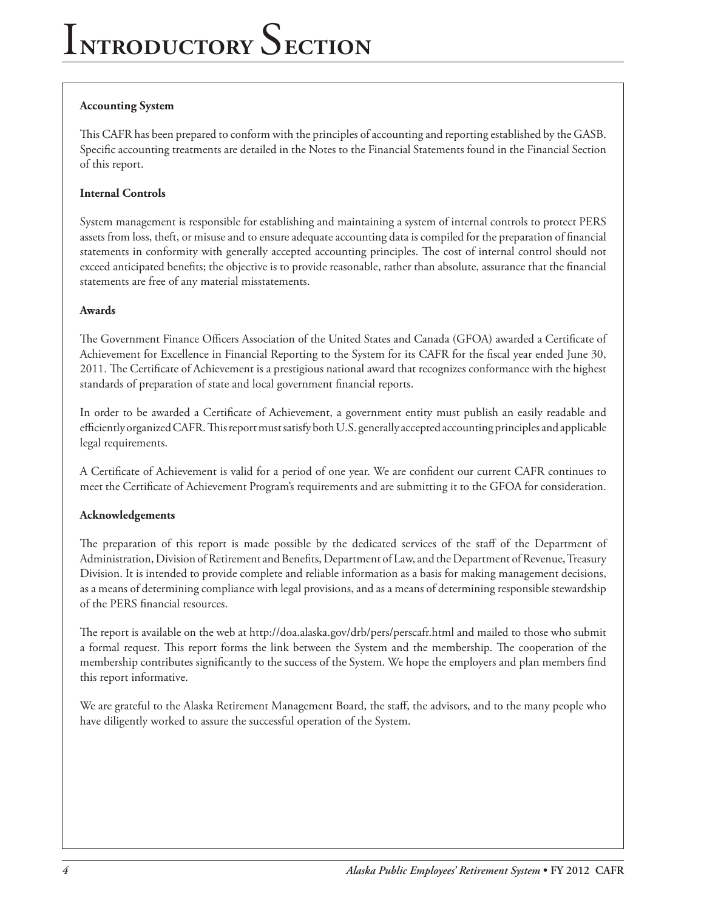# Introductory Section

**Accounting System**

This CAFR has been prepared to conform with the principles of accounting and reporting established by the GASB. Specific accounting treatments are detailed in the Notes to the Financial Statements found in the Financial Section of this report.

**Internal Controls**

System management is responsible for establishing and maintaining a system of internal controls to protect PERS assets from loss, theft, or misuse and to ensure adequate accounting data is compiled for the preparation of financial statements in conformity with generally accepted accounting principles. The cost of internal control should not exceed anticipated benefits; the objective is to provide reasonable, rather than absolute, assurance that the financial statements are free of any material misstatements.

**Awards**

The Government Finance Officers Association of the United States and Canada (GFOA) awarded a Certificate of Achievement for Excellence in Financial Reporting to the System for its CAFR for the fiscal year ended June 30, 2011. The Certificate of Achievement is a prestigious national award that recognizes conformance with the highest standards of preparation of state and local government financial reports.

In order to be awarded a Certificate of Achievement, a government entity must publish an easily readable and efficiently organized CAFR. This report must satisfy both U.S. generally accepted accounting principles and applicable legal requirements.

A Certificate of Achievement is valid for a period of one year. We are confident our current CAFR continues to meet the Certificate of Achievement Program's requirements and are submitting it to the GFOA for consideration.

**Acknowledgements**

The preparation of this report is made possible by the dedicated services of the staff of the Department of Administration, Division of Retirement and Benefits, Department of Law, and the Department of Revenue, Treasury Division. It is intended to provide complete and reliable information as a basis for making management decisions, as a means of determining compliance with legal provisions, and as a means of determining responsible stewardship of the PERS financial resources.

The report is available on the web at http://doa.alaska.gov/drb/pers/perscafr.html and mailed to those who submit a formal request. This report forms the link between the System and the membership. The cooperation of the membership contributes significantly to the success of the System. We hope the employers and plan members find this report informative.

We are grateful to the Alaska Retirement Management Board, the staff, the advisors, and to the many people who have diligently worked to assure the successful operation of the System.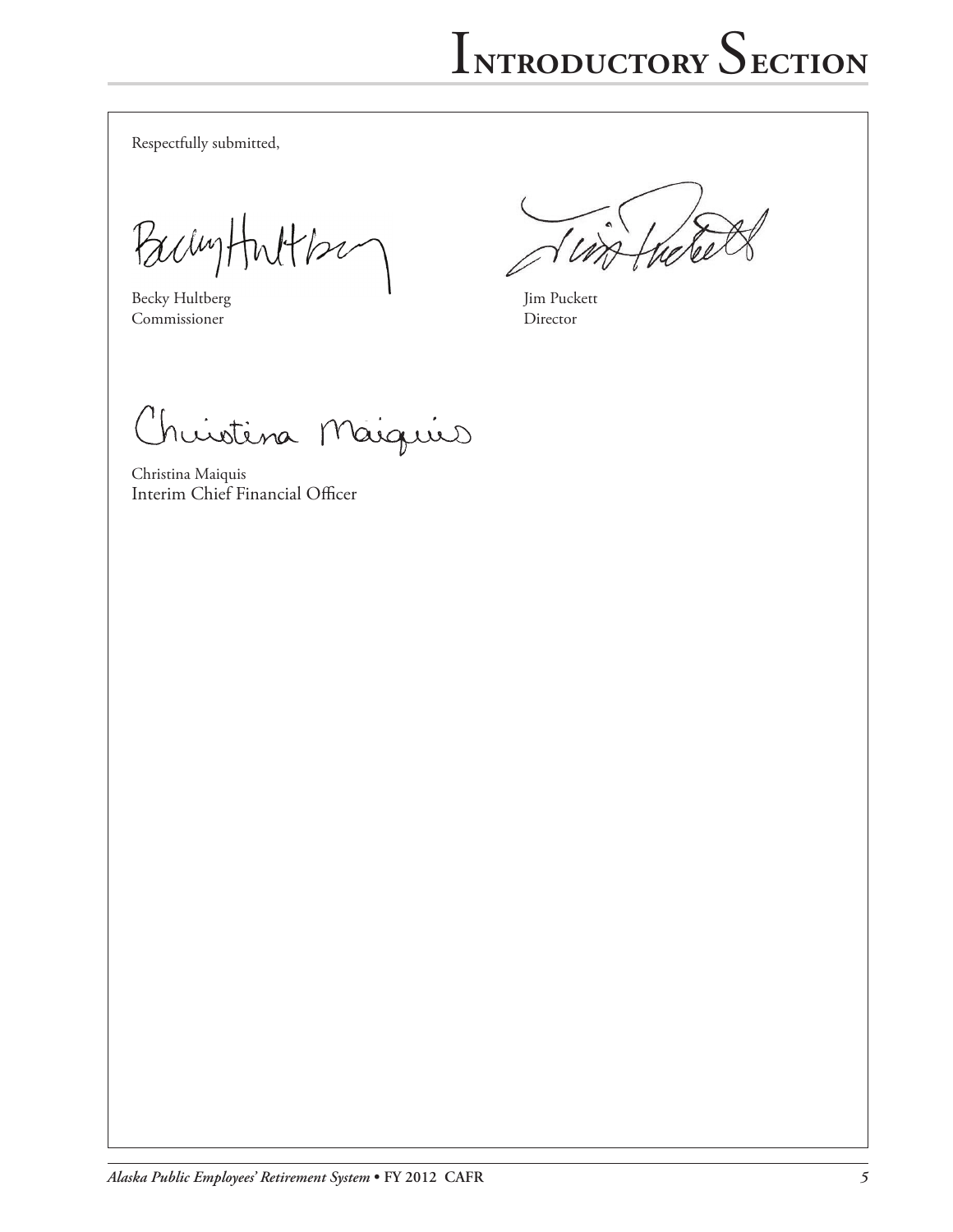Respectfully submitted,

Becky Hultberg
Commissioner

Jim Puckett
Director

Christina Maiquis
Interim Chief Financial Officer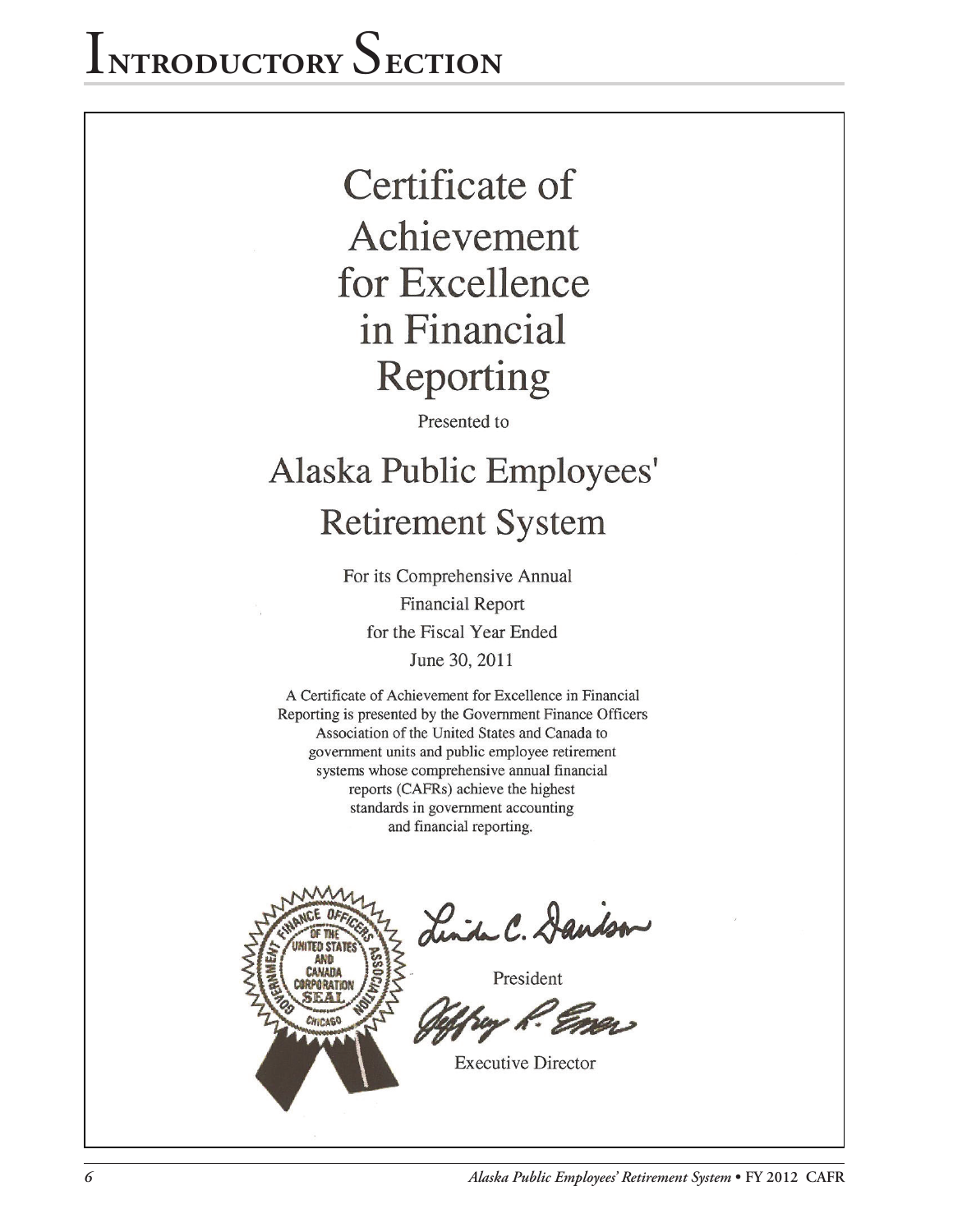# Introductory Section

# Certificate of Achievement for Excellence in Financial Reporting

Presented to

## Alaska Public Employees' Retirement System

For its Comprehensive Annual Financial Report for the Fiscal Year Ended June 30, 2011

A Certificate of Achievement for Excellence in Financial Reporting is presented by the Government Finance Officers Association of the United States and Canada to government units and public employee retirement systems whose comprehensive annual financial reports (CAFRs) achieve the highest standards in government accounting and financial reporting.

Linda C. Davidson

President

Jeffrey R. Esser

Executive Director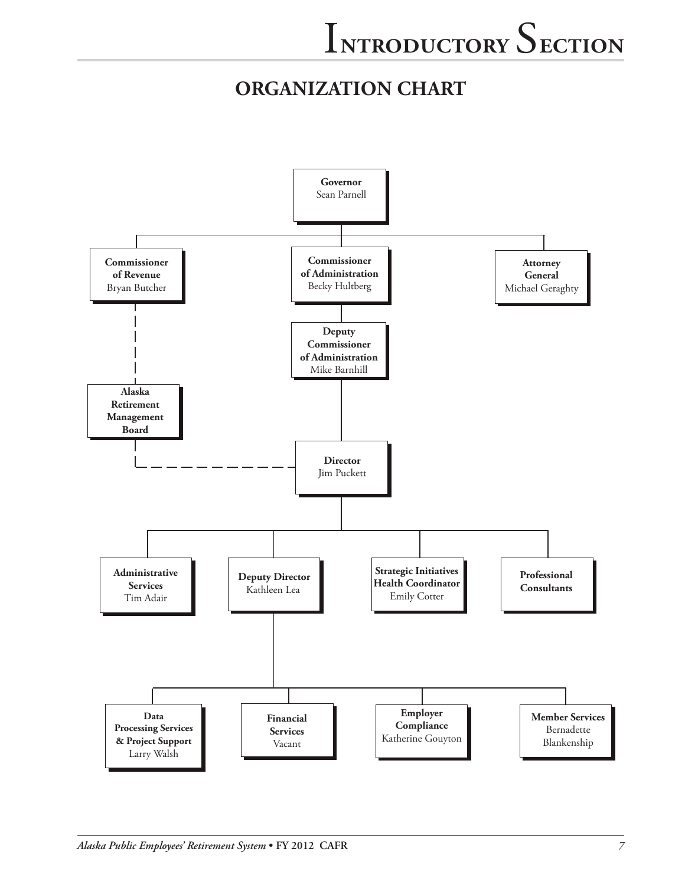## ORGANIZATION CHART

**Governor**
Sean Parnell

- **Commissioner of Revenue** – Bryan Butcher
  - **Alaska Retirement Management Board** (dashed line)
- **Commissioner of Administration** – Becky Hultberg
  - **Deputy Commissioner of Administration** – Mike Barnhill
    - **Director** – Jim Puckett (dashed line to Alaska Retirement Management Board)
      - **Administrative Services** – Tim Adair
      - **Deputy Director** – Kathleen Lea
        - **Data Processing Services & Project Support** – Larry Walsh
        - **Financial Services** – Vacant
        - **Employer Compliance** – Katherine Gouyton
        - **Member Services** – Bernadette Blankenship
      - **Strategic Initiatives Health Coordinator** – Emily Cotter
      - **Professional Consultants**
- **Attorney General** – Michael Geraghty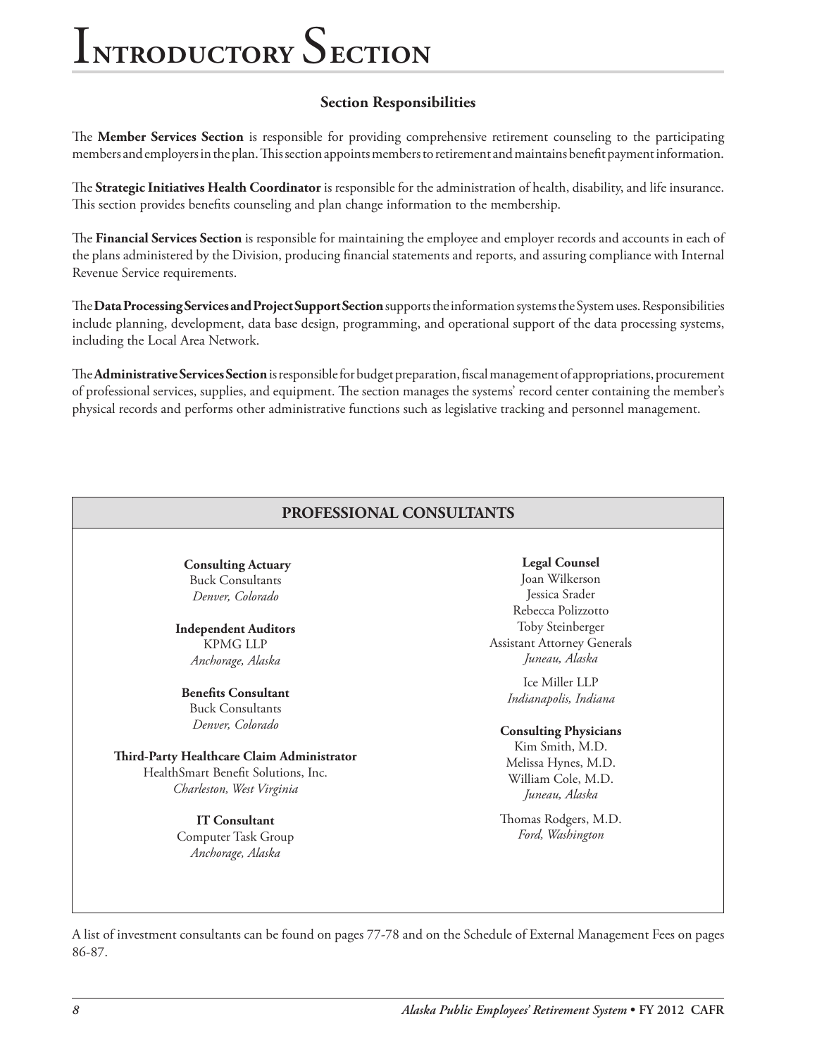### Section Responsibilities

The **Member Services Section** is responsible for providing comprehensive retirement counseling to the participating members and employers in the plan. This section appoints members to retirement and maintains benefit payment information.

The **Strategic Initiatives Health Coordinator** is responsible for the administration of health, disability, and life insurance. This section provides benefits counseling and plan change information to the membership.

The **Financial Services Section** is responsible for maintaining the employee and employer records and accounts in each of the plans administered by the Division, producing financial statements and reports, and assuring compliance with Internal Revenue Service requirements.

The **Data Processing Services and Project Support Section** supports the information systems the System uses. Responsibilities include planning, development, data base design, programming, and operational support of the data processing systems, including the Local Area Network.

The **Administrative Services Section** is responsible for budget preparation, fiscal management of appropriations, procurement of professional services, supplies, and equipment. The section manages the systems' record center containing the member's physical records and performs other administrative functions such as legislative tracking and personnel management.

## PROFESSIONAL CONSULTANTS

**Consulting Actuary**
Buck Consultants
*Denver, Colorado*

**Independent Auditors**
KPMG LLP
*Anchorage, Alaska*

**Benefits Consultant**
Buck Consultants
*Denver, Colorado*

**Third-Party Healthcare Claim Administrator**
HealthSmart Benefit Solutions, Inc.
*Charleston, West Virginia*

**IT Consultant**
Computer Task Group
*Anchorage, Alaska*

**Legal Counsel**
Joan Wilkerson
Jessica Srader
Rebecca Polizzotto
Toby Steinberger
Assistant Attorney Generals
*Juneau, Alaska*

Ice Miller LLP
*Indianapolis, Indiana*

**Consulting Physicians**
Kim Smith, M.D.
Melissa Hynes, M.D.
William Cole, M.D.
*Juneau, Alaska*

Thomas Rodgers, M.D.
*Ford, Washington*

A list of investment consultants can be found on pages 77-78 and on the Schedule of External Management Fees on pages 86-87.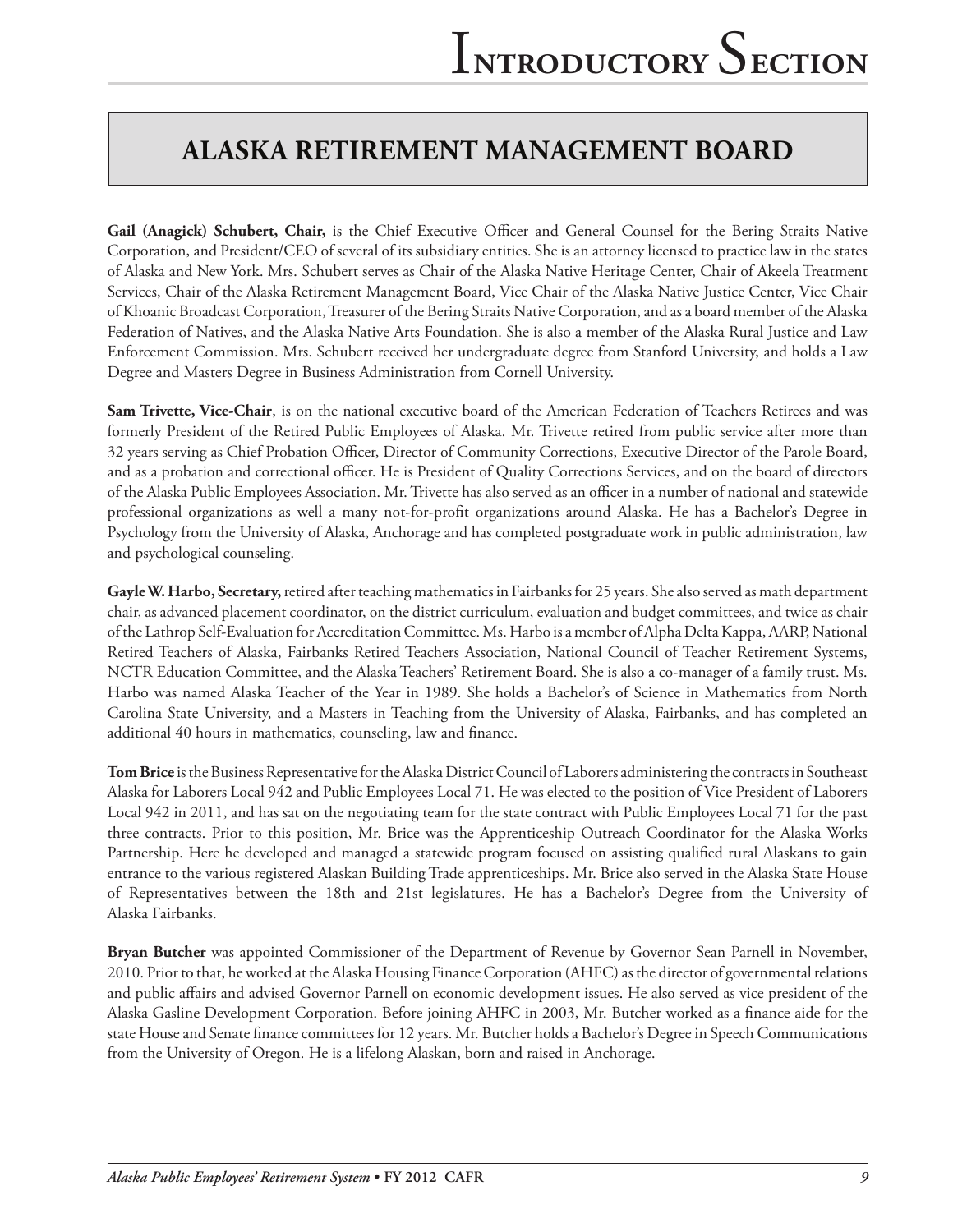## ALASKA RETIREMENT MANAGEMENT BOARD

**Gail (Anagick) Schubert, Chair,** is the Chief Executive Officer and General Counsel for the Bering Straits Native Corporation, and President/CEO of several of its subsidiary entities. She is an attorney licensed to practice law in the states of Alaska and New York. Mrs. Schubert serves as Chair of the Alaska Native Heritage Center, Chair of Akeela Treatment Services, Chair of the Alaska Retirement Management Board, Vice Chair of the Alaska Native Justice Center, Vice Chair of Khoanic Broadcast Corporation, Treasurer of the Bering Straits Native Corporation, and as a board member of the Alaska Federation of Natives, and the Alaska Native Arts Foundation. She is also a member of the Alaska Rural Justice and Law Enforcement Commission. Mrs. Schubert received her undergraduate degree from Stanford University, and holds a Law Degree and Masters Degree in Business Administration from Cornell University.

**Sam Trivette, Vice-Chair**, is on the national executive board of the American Federation of Teachers Retirees and was formerly President of the Retired Public Employees of Alaska. Mr. Trivette retired from public service after more than 32 years serving as Chief Probation Officer, Director of Community Corrections, Executive Director of the Parole Board, and as a probation and correctional officer. He is President of Quality Corrections Services, and on the board of directors of the Alaska Public Employees Association. Mr. Trivette has also served as an officer in a number of national and statewide professional organizations as well a many not-for-profit organizations around Alaska. He has a Bachelor's Degree in Psychology from the University of Alaska, Anchorage and has completed postgraduate work in public administration, law and psychological counseling.

**Gayle W. Harbo, Secretary,** retired after teaching mathematics in Fairbanks for 25 years. She also served as math department chair, as advanced placement coordinator, on the district curriculum, evaluation and budget committees, and twice as chair of the Lathrop Self-Evaluation for Accreditation Committee. Ms. Harbo is a member of Alpha Delta Kappa, AARP, National Retired Teachers of Alaska, Fairbanks Retired Teachers Association, National Council of Teacher Retirement Systems, NCTR Education Committee, and the Alaska Teachers' Retirement Board. She is also a co-manager of a family trust. Ms. Harbo was named Alaska Teacher of the Year in 1989. She holds a Bachelor's of Science in Mathematics from North Carolina State University, and a Masters in Teaching from the University of Alaska, Fairbanks, and has completed an additional 40 hours in mathematics, counseling, law and finance.

**Tom Brice** is the Business Representative for the Alaska District Council of Laborers administering the contracts in Southeast Alaska for Laborers Local 942 and Public Employees Local 71. He was elected to the position of Vice President of Laborers Local 942 in 2011, and has sat on the negotiating team for the state contract with Public Employees Local 71 for the past three contracts. Prior to this position, Mr. Brice was the Apprenticeship Outreach Coordinator for the Alaska Works Partnership. Here he developed and managed a statewide program focused on assisting qualified rural Alaskans to gain entrance to the various registered Alaskan Building Trade apprenticeships. Mr. Brice also served in the Alaska State House of Representatives between the 18th and 21st legislatures. He has a Bachelor's Degree from the University of Alaska Fairbanks.

**Bryan Butcher** was appointed Commissioner of the Department of Revenue by Governor Sean Parnell in November, 2010. Prior to that, he worked at the Alaska Housing Finance Corporation (AHFC) as the director of governmental relations and public affairs and advised Governor Parnell on economic development issues. He also served as vice president of the Alaska Gasline Development Corporation. Before joining AHFC in 2003, Mr. Butcher worked as a finance aide for the state House and Senate finance committees for 12 years. Mr. Butcher holds a Bachelor's Degree in Speech Communications from the University of Oregon. He is a lifelong Alaskan, born and raised in Anchorage.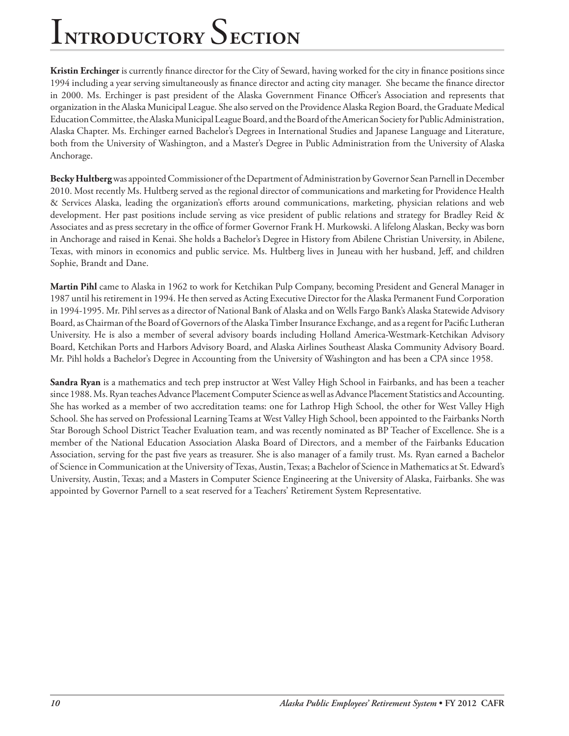# Introductory Section

**Kristin Erchinger** is currently finance director for the City of Seward, having worked for the city in finance positions since 1994 including a year serving simultaneously as finance director and acting city manager. She became the finance director in 2000. Ms. Erchinger is past president of the Alaska Government Finance Officer's Association and represents that organization in the Alaska Municipal League. She also served on the Providence Alaska Region Board, the Graduate Medical Education Committee, the Alaska Municipal League Board, and the Board of the American Society for Public Administration, Alaska Chapter. Ms. Erchinger earned Bachelor's Degrees in International Studies and Japanese Language and Literature, both from the University of Washington, and a Master's Degree in Public Administration from the University of Alaska Anchorage.

**Becky Hultberg** was appointed Commissioner of the Department of Administration by Governor Sean Parnell in December 2010. Most recently Ms. Hultberg served as the regional director of communications and marketing for Providence Health & Services Alaska, leading the organization's efforts around communications, marketing, physician relations and web development. Her past positions include serving as vice president of public relations and strategy for Bradley Reid & Associates and as press secretary in the office of former Governor Frank H. Murkowski. A lifelong Alaskan, Becky was born in Anchorage and raised in Kenai. She holds a Bachelor's Degree in History from Abilene Christian University, in Abilene, Texas, with minors in economics and public service. Ms. Hultberg lives in Juneau with her husband, Jeff, and children Sophie, Brandt and Dane.

**Martin Pihl** came to Alaska in 1962 to work for Ketchikan Pulp Company, becoming President and General Manager in 1987 until his retirement in 1994. He then served as Acting Executive Director for the Alaska Permanent Fund Corporation in 1994-1995. Mr. Pihl serves as a director of National Bank of Alaska and on Wells Fargo Bank's Alaska Statewide Advisory Board, as Chairman of the Board of Governors of the Alaska Timber Insurance Exchange, and as a regent for Pacific Lutheran University. He is also a member of several advisory boards including Holland America-Westmark-Ketchikan Advisory Board, Ketchikan Ports and Harbors Advisory Board, and Alaska Airlines Southeast Alaska Community Advisory Board. Mr. Pihl holds a Bachelor's Degree in Accounting from the University of Washington and has been a CPA since 1958.

**Sandra Ryan** is a mathematics and tech prep instructor at West Valley High School in Fairbanks, and has been a teacher since 1988. Ms. Ryan teaches Advance Placement Computer Science as well as Advance Placement Statistics and Accounting. She has worked as a member of two accreditation teams: one for Lathrop High School, the other for West Valley High School. She has served on Professional Learning Teams at West Valley High School, been appointed to the Fairbanks North Star Borough School District Teacher Evaluation team, and was recently nominated as BP Teacher of Excellence. She is a member of the National Education Association Alaska Board of Directors, and a member of the Fairbanks Education Association, serving for the past five years as treasurer. She is also manager of a family trust. Ms. Ryan earned a Bachelor of Science in Communication at the University of Texas, Austin, Texas; a Bachelor of Science in Mathematics at St. Edward's University, Austin, Texas; and a Masters in Computer Science Engineering at the University of Alaska, Fairbanks. She was appointed by Governor Parnell to a seat reserved for a Teachers' Retirement System Representative.